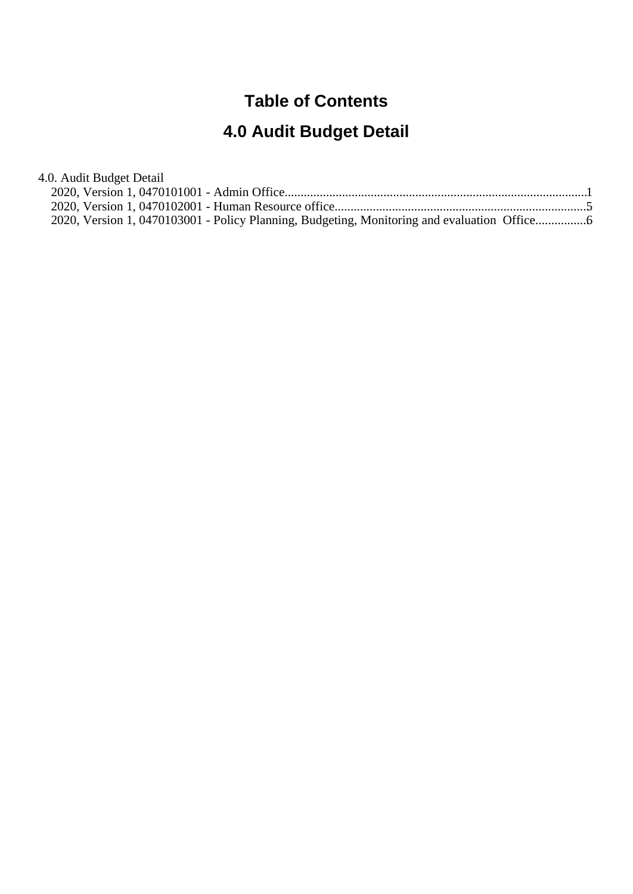# Table of Contents

## 4.0 Audit Budget Detail

4.0. Audit Budget Detail

- 2020, Version 1, 0470101001 - Admin Office....................................................................................1
- 2020, Version 1, 0470102001 - Human Resource office.....................................................................5
- 2020, Version 1, 0470103001 - Policy Planning, Budgeting, Monitoring and evaluation  Office................6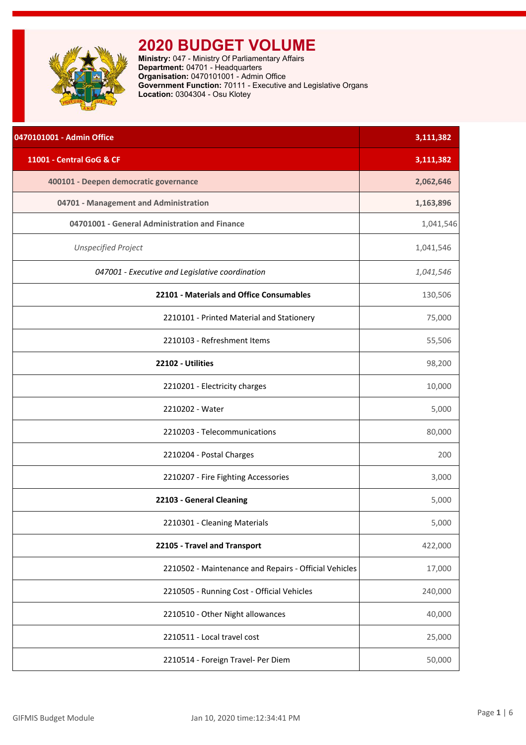# 2020 BUDGET VOLUME

**Ministry:** 047 - Ministry Of Parliamentary Affairs
**Department:** 04701 - Headquarters
**Organisation:** 0470101001 - Admin Office
**Government Function:** 70111 - Executive and Legislative Organs
**Location:** 0304304 - Osu Klotey

| **0470101001 - Admin Office** | **3,111,382** |
|---|---|
| **11001 - Central GoG & CF** | **3,111,382** |
| **400101 - Deepen democratic governance** | **2,062,646** |
| **04701 - Management and Administration** | **1,163,896** |
| **04701001 - General Administration and Finance** | 1,041,546 |
| *Unspecified Project* | 1,041,546 |
| *047001 - Executive and Legislative coordination* | *1,041,546* |
| **22101 - Materials and Office Consumables** | 130,506 |
| 2210101 - Printed Material and Stationery | 75,000 |
| 2210103 - Refreshment Items | 55,506 |
| **22102 - Utilities** | 98,200 |
| 2210201 - Electricity charges | 10,000 |
| 2210202 - Water | 5,000 |
| 2210203 - Telecommunications | 80,000 |
| 2210204 - Postal Charges | 200 |
| 2210207 - Fire Fighting Accessories | 3,000 |
| **22103 - General Cleaning** | 5,000 |
| 2210301 - Cleaning Materials | 5,000 |
| **22105 - Travel and Transport** | 422,000 |
| 2210502 - Maintenance and Repairs - Official Vehicles | 17,000 |
| 2210505 - Running Cost - Official Vehicles | 240,000 |
| 2210510 - Other Night allowances | 40,000 |
| 2210511 - Local travel cost | 25,000 |
| 2210514 - Foreign Travel- Per Diem | 50,000 |

GIFMIS Budget Module    Jan 10, 2020 time:12:34:41 PM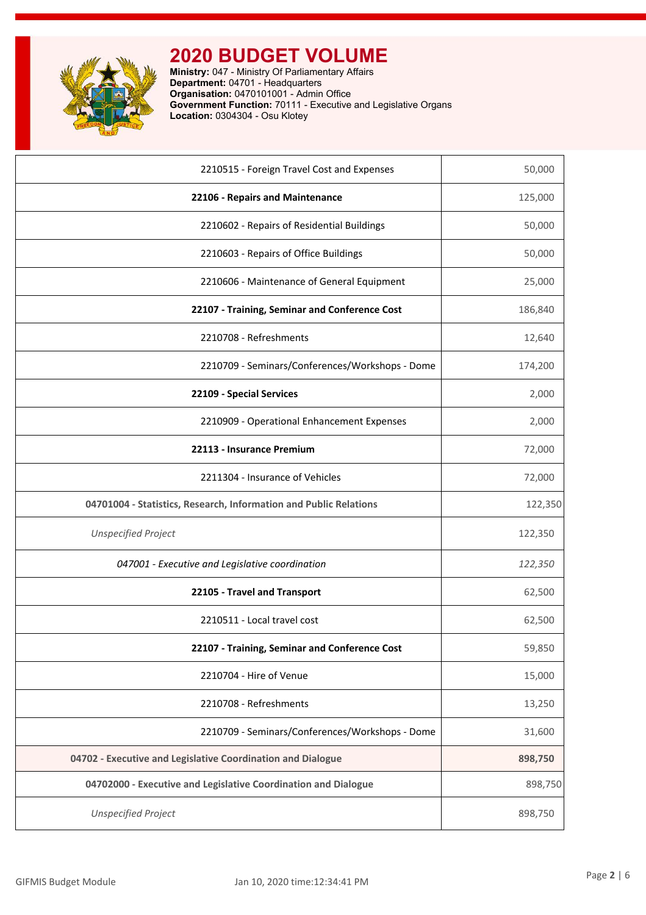# 2020 BUDGET VOLUME

**Ministry:** 047 - Ministry Of Parliamentary Affairs
**Department:** 04701 - Headquarters
**Organisation:** 0470101001 - Admin Office
**Government Function:** 70111 - Executive and Legislative Organs
**Location:** 0304304 - Osu Klotey

| | |
|---|---|
| 2210515 - Foreign Travel Cost and Expenses | 50,000 |
| **22106 - Repairs and Maintenance** | 125,000 |
| 2210602 - Repairs of Residential Buildings | 50,000 |
| 2210603 - Repairs of Office Buildings | 50,000 |
| 2210606 - Maintenance of General Equipment | 25,000 |
| **22107 - Training, Seminar and Conference Cost** | 186,840 |
| 2210708 - Refreshments | 12,640 |
| 2210709 - Seminars/Conferences/Workshops - Dome | 174,200 |
| **22109 - Special Services** | 2,000 |
| 2210909 - Operational Enhancement Expenses | 2,000 |
| **22113 - Insurance Premium** | 72,000 |
| 2211304 - Insurance of Vehicles | 72,000 |
| **04701004 - Statistics, Research, Information and Public Relations** | 122,350 |
| *Unspecified Project* | 122,350 |
| *047001 - Executive and Legislative coordination* | *122,350* |
| **22105 - Travel and Transport** | 62,500 |
| 2210511 - Local travel cost | 62,500 |
| **22107 - Training, Seminar and Conference Cost** | 59,850 |
| 2210704 - Hire of Venue | 15,000 |
| 2210708 - Refreshments | 13,250 |
| 2210709 - Seminars/Conferences/Workshops - Dome | 31,600 |
| **04702 - Executive and Legislative Coordination and Dialogue** | **898,750** |
| **04702000 - Executive and Legislative Coordination and Dialogue** | 898,750 |
| *Unspecified Project* | 898,750 |

GIFMIS Budget Module    Jan 10, 2020 time:12:34:41 PM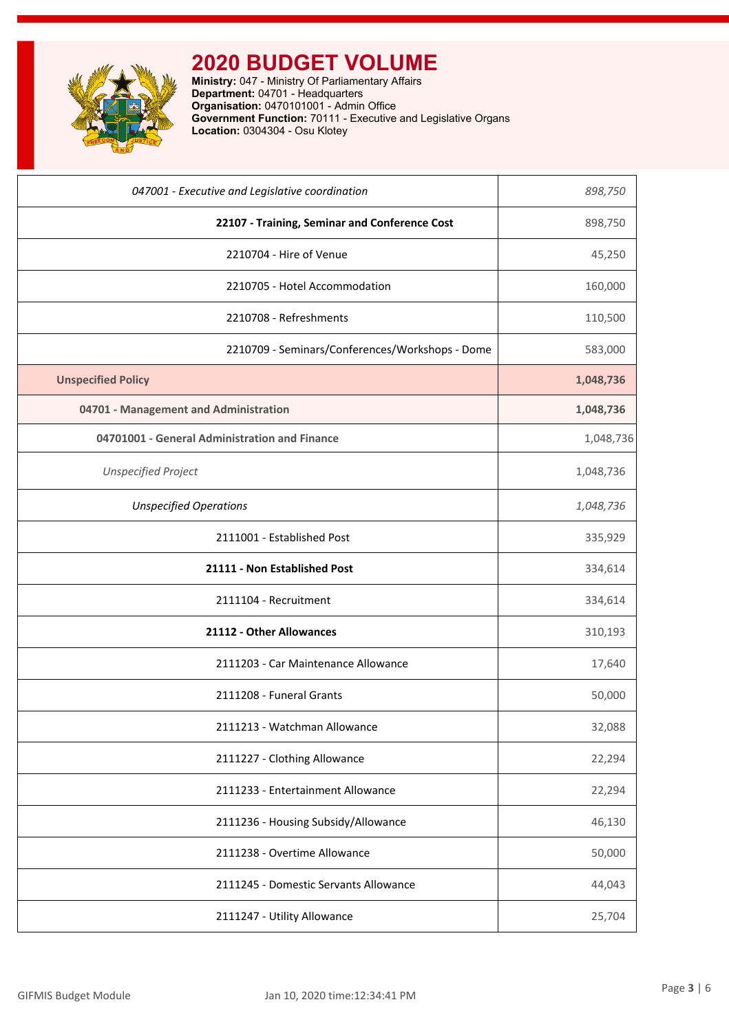# 2020 BUDGET VOLUME

**Ministry:** 047 - Ministry Of Parliamentary Affairs
**Department:** 04701 - Headquarters
**Organisation:** 0470101001 - Admin Office
**Government Function:** 70111 - Executive and Legislative Organs
**Location:** 0304304 - Osu Klotey

| | |
|---|---|
| *047001 - Executive and Legislative coordination* | *898,750* |
| **22107 - Training, Seminar and Conference Cost** | 898,750 |
| 2210704 - Hire of Venue | 45,250 |
| 2210705 - Hotel Accommodation | 160,000 |
| 2210708 - Refreshments | 110,500 |
| 2210709 - Seminars/Conferences/Workshops - Dome | 583,000 |
| **Unspecified Policy** | **1,048,736** |
| **04701 - Management and Administration** | **1,048,736** |
| **04701001 - General Administration and Finance** | 1,048,736 |
| *Unspecified Project* | 1,048,736 |
| *Unspecified Operations* | *1,048,736* |
| 2111001 - Established Post | 335,929 |
| **21111 - Non Established Post** | 334,614 |
| 2111104 - Recruitment | 334,614 |
| **21112 - Other Allowances** | 310,193 |
| 2111203 - Car Maintenance Allowance | 17,640 |
| 2111208 - Funeral Grants | 50,000 |
| 2111213 - Watchman Allowance | 32,088 |
| 2111227 - Clothing Allowance | 22,294 |
| 2111233 - Entertainment Allowance | 22,294 |
| 2111236 - Housing Subsidy/Allowance | 46,130 |
| 2111238 - Overtime Allowance | 50,000 |
| 2111245 - Domestic Servants Allowance | 44,043 |
| 2111247 - Utility Allowance | 25,704 |

GIFMIS Budget Module    Jan 10, 2020 time:12:34:41 PM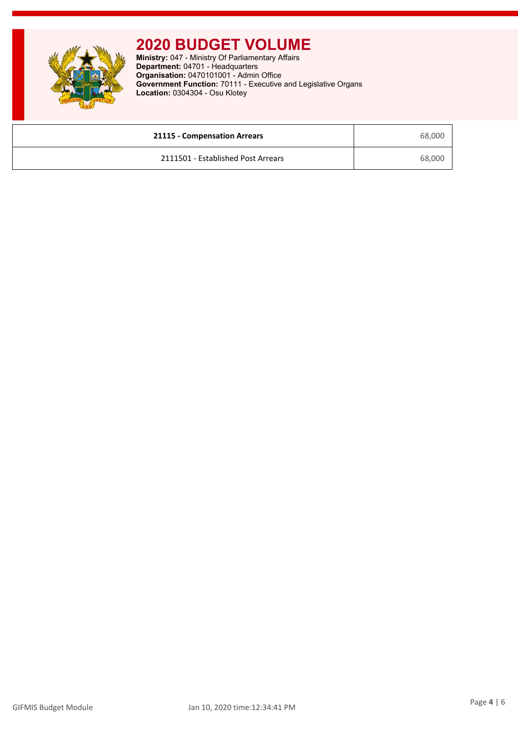# 2020 BUDGET VOLUME

**Ministry:** 047 - Ministry Of Parliamentary Affairs
**Department:** 04701 - Headquarters
**Organisation:** 0470101001 - Admin Office
**Government Function:** 70111 - Executive and Legislative Organs
**Location:** 0304304 - Osu Klotey

| **21115 - Compensation Arrears** | 68,000 |
|---|---|
| 2111501 - Established Post Arrears | 68,000 |

GIFMIS Budget Module Jan 10, 2020 time:12:34:41 PM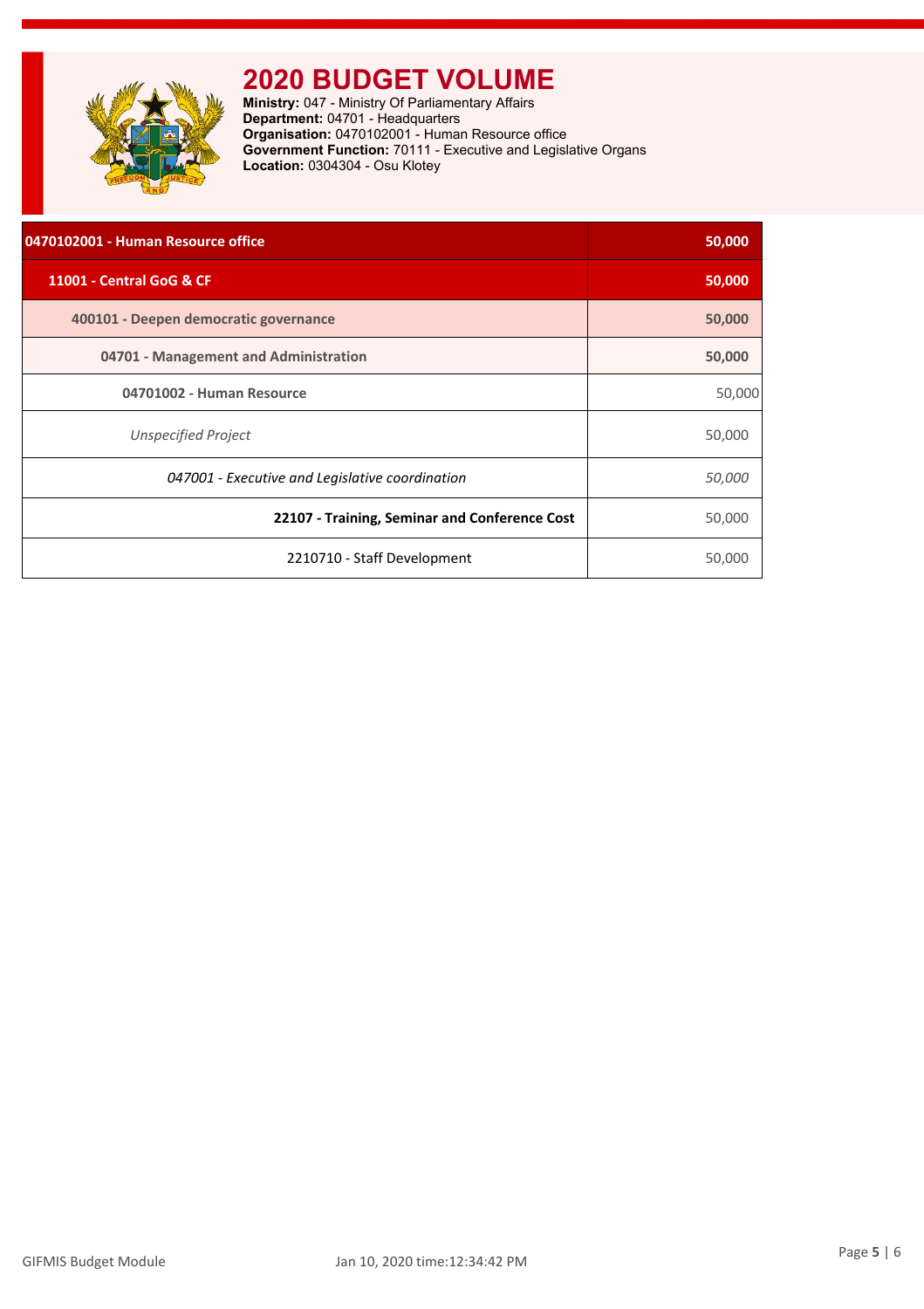# 2020 BUDGET VOLUME

**Ministry:** 047 - Ministry Of Parliamentary Affairs
**Department:** 04701 - Headquarters
**Organisation:** 0470102001 - Human Resource office
**Government Function:** 70111 - Executive and Legislative Organs
**Location:** 0304304 - Osu Klotey

| 0470102001 - Human Resource office | 50,000 |
|---|---|
| 11001 - Central GoG & CF | 50,000 |
| 400101 - Deepen democratic governance | 50,000 |
| 04701 - Management and Administration | 50,000 |
| 04701002 - Human Resource | 50,000 |
| *Unspecified Project* | 50,000 |
| *047001 - Executive and Legislative coordination* | *50,000* |
| **22107 - Training, Seminar and Conference Cost** | 50,000 |
| 2210710 - Staff Development | 50,000 |

GIFMIS Budget Module | Jan 10, 2020 time:12:34:42 PM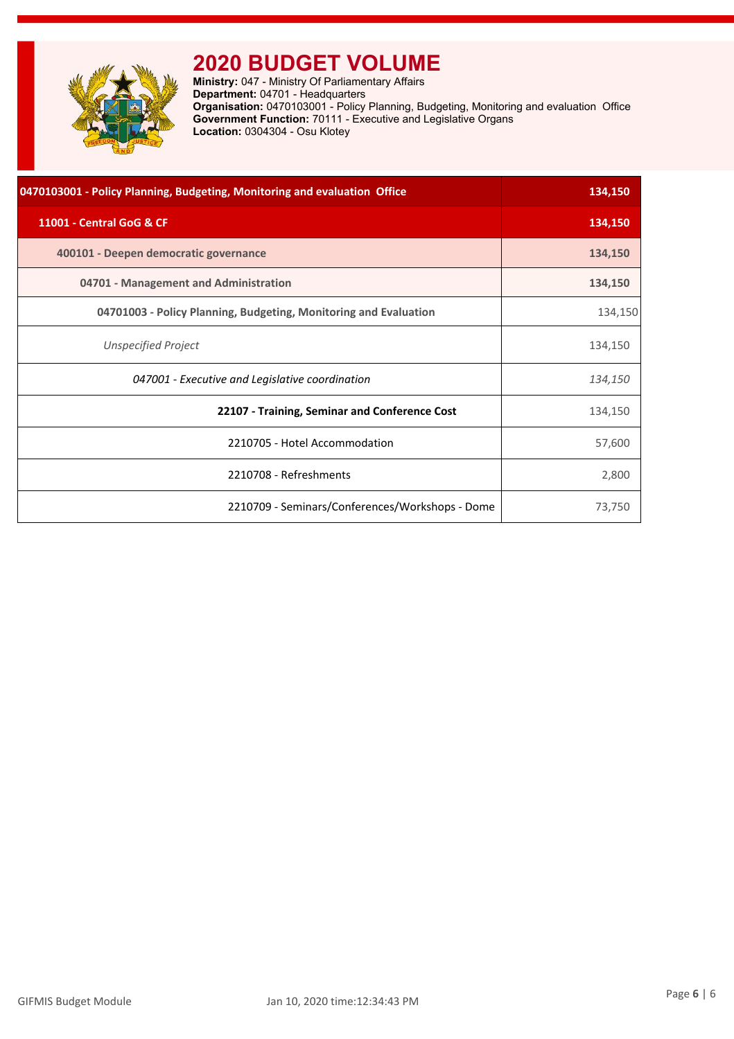# 2020 BUDGET VOLUME

**Ministry:** 047 - Ministry Of Parliamentary Affairs
**Department:** 04701 - Headquarters
**Organisation:** 0470103001 - Policy Planning, Budgeting, Monitoring and evaluation Office
**Government Function:** 70111 - Executive and Legislative Organs
**Location:** 0304304 - Osu Klotey

| | |
|---|---|
| **0470103001 - Policy Planning, Budgeting, Monitoring and evaluation Office** | **134,150** |
| **11001 - Central GoG & CF** | **134,150** |
| **400101 - Deepen democratic governance** | **134,150** |
| **04701 - Management and Administration** | **134,150** |
| **04701003 - Policy Planning, Budgeting, Monitoring and Evaluation** | 134,150 |
| *Unspecified Project* | 134,150 |
| *047001 - Executive and Legislative coordination* | *134,150* |
| **22107 - Training, Seminar and Conference Cost** | 134,150 |
| 2210705 - Hotel Accommodation | 57,600 |
| 2210708 - Refreshments | 2,800 |
| 2210709 - Seminars/Conferences/Workshops - Dome | 73,750 |

GIFMIS Budget Module Jan 10, 2020 time:12:34:43 PM